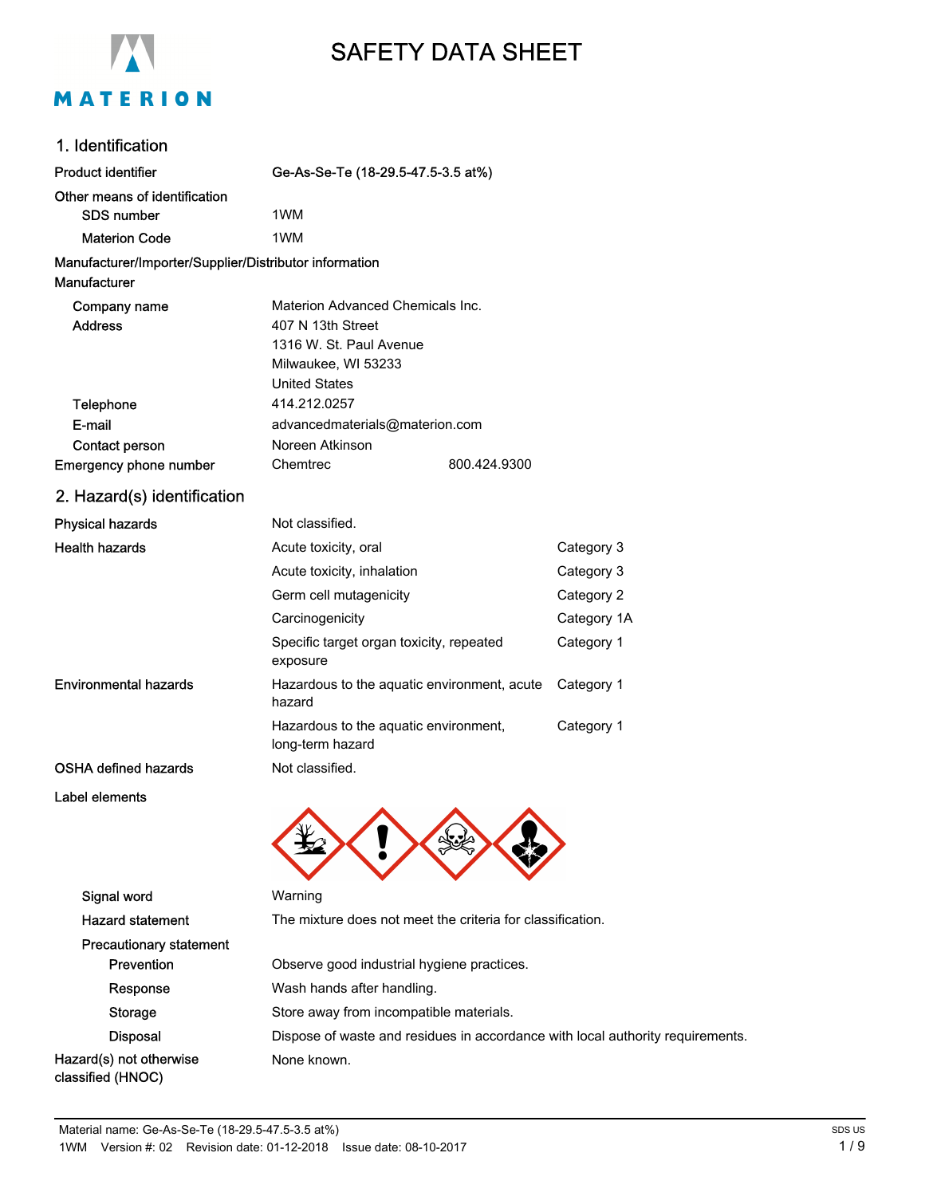MATERION

# SAFETY DATA SHEET

## 1. Identification

| | |
|---|---|
| **Product identifier** | Ge-As-Se-Te (18-29.5-47.5-3.5 at%) |
| **Other means of identification** | |
| **SDS number** | 1WM |
| **Materion Code** | 1WM |

**Manufacturer/Importer/Supplier/Distributor information**

**Manufacturer**

| | |
|---|---|
| **Company name** | Materion Advanced Chemicals Inc. |
| **Address** | 407 N 13th Street<br>1316 W. St. Paul Avenue<br>Milwaukee, WI 53233<br>United States |
| **Telephone** | 414.212.0257 |
| **E-mail** | advancedmaterials@materion.com |
| **Contact person** | Noreen Atkinson |
| **Emergency phone number** | Chemtrec 800.424.9300 |

## 2. Hazard(s) identification

| | | |
|---|---|---|
| **Physical hazards** | Not classified. | |
| **Health hazards** | Acute toxicity, oral | Category 3 |
| | Acute toxicity, inhalation | Category 3 |
| | Germ cell mutagenicity | Category 2 |
| | Carcinogenicity | Category 1A |
| | Specific target organ toxicity, repeated exposure | Category 1 |
| **Environmental hazards** | Hazardous to the aquatic environment, acute hazard | Category 1 |
| | Hazardous to the aquatic environment, long-term hazard | Category 1 |
| **OSHA defined hazards** | Not classified. | |

**Label elements**

| | |
|---|---|
| **Signal word** | Warning |
| **Hazard statement** | The mixture does not meet the criteria for classification. |
| **Precautionary statement** | |
| **Prevention** | Observe good industrial hygiene practices. |
| **Response** | Wash hands after handling. |
| **Storage** | Store away from incompatible materials. |
| **Disposal** | Dispose of waste and residues in accordance with local authority requirements. |
| **Hazard(s) not otherwise classified (HNOC)** | None known. |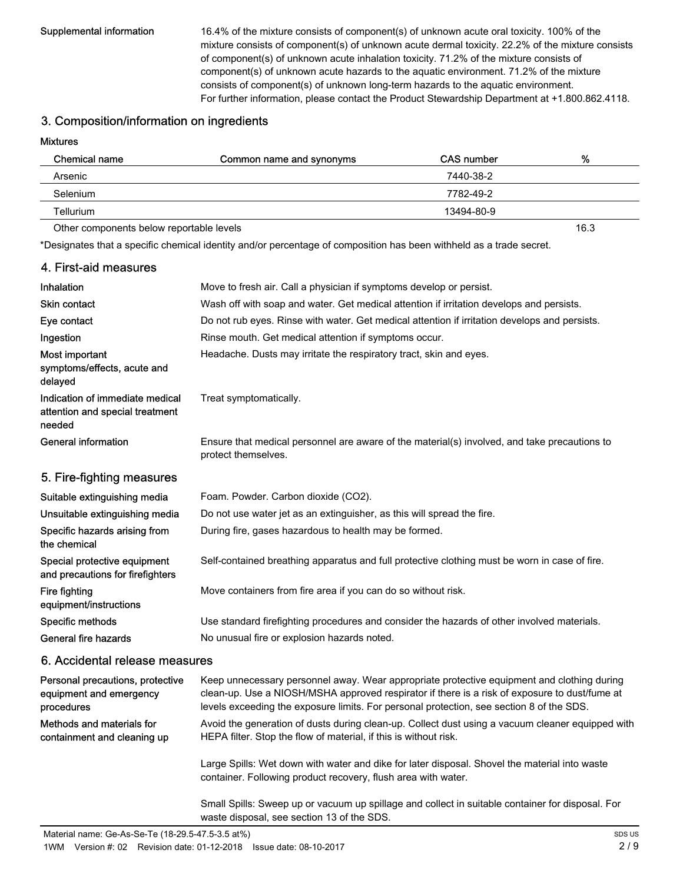**Supplemental information**

16.4% of the mixture consists of component(s) of unknown acute oral toxicity. 100% of the mixture consists of component(s) of unknown acute dermal toxicity. 22.2% of the mixture consists of component(s) of unknown acute inhalation toxicity. 71.2% of the mixture consists of component(s) of unknown acute hazards to the aquatic environment. 71.2% of the mixture consists of component(s) of unknown long-term hazards to the aquatic environment.
For further information, please contact the Product Stewardship Department at +1.800.862.4118.

## 3. Composition/information on ingredients

**Mixtures**

| Chemical name | Common name and synonyms | CAS number | % |
|---|---|---|---|
| Arsenic | | 7440-38-2 | |
| Selenium | | 7782-49-2 | |
| Tellurium | | 13494-80-9 | |
| Other components below reportable levels | | | 16.3 |

*Designates that a specific chemical identity and/or percentage of composition has been withheld as a trade secret.

## 4. First-aid measures

**Inhalation**
Move to fresh air. Call a physician if symptoms develop or persist.

**Skin contact**
Wash off with soap and water. Get medical attention if irritation develops and persists.

**Eye contact**
Do not rub eyes. Rinse with water. Get medical attention if irritation develops and persists.

**Ingestion**
Rinse mouth. Get medical attention if symptoms occur.

**Most important symptoms/effects, acute and delayed**
Headache. Dusts may irritate the respiratory tract, skin and eyes.

**Indication of immediate medical attention and special treatment needed**
Treat symptomatically.

**General information**
Ensure that medical personnel are aware of the material(s) involved, and take precautions to protect themselves.

## 5. Fire-fighting measures

**Suitable extinguishing media**
Foam. Powder. Carbon dioxide ($CO_2$).

**Unsuitable extinguishing media**
Do not use water jet as an extinguisher, as this will spread the fire.

**Specific hazards arising from the chemical**
During fire, gases hazardous to health may be formed.

**Special protective equipment and precautions for firefighters**
Self-contained breathing apparatus and full protective clothing must be worn in case of fire.

**Fire fighting equipment/instructions**
Move containers from fire area if you can do so without risk.

**Specific methods**
Use standard firefighting procedures and consider the hazards of other involved materials.

**General fire hazards**
No unusual fire or explosion hazards noted.

## 6. Accidental release measures

**Personal precautions, protective equipment and emergency procedures**
Keep unnecessary personnel away. Wear appropriate protective equipment and clothing during clean-up. Use a NIOSH/MSHA approved respirator if there is a risk of exposure to dust/fume at levels exceeding the exposure limits. For personal protection, see section 8 of the SDS.

**Methods and materials for containment and cleaning up**
Avoid the generation of dusts during clean-up. Collect dust using a vacuum cleaner equipped with HEPA filter. Stop the flow of material, if this is without risk.

Large Spills: Wet down with water and dike for later disposal. Shovel the material into waste container. Following product recovery, flush area with water.

Small Spills: Sweep up or vacuum up spillage and collect in suitable container for disposal. For waste disposal, see section 13 of the SDS.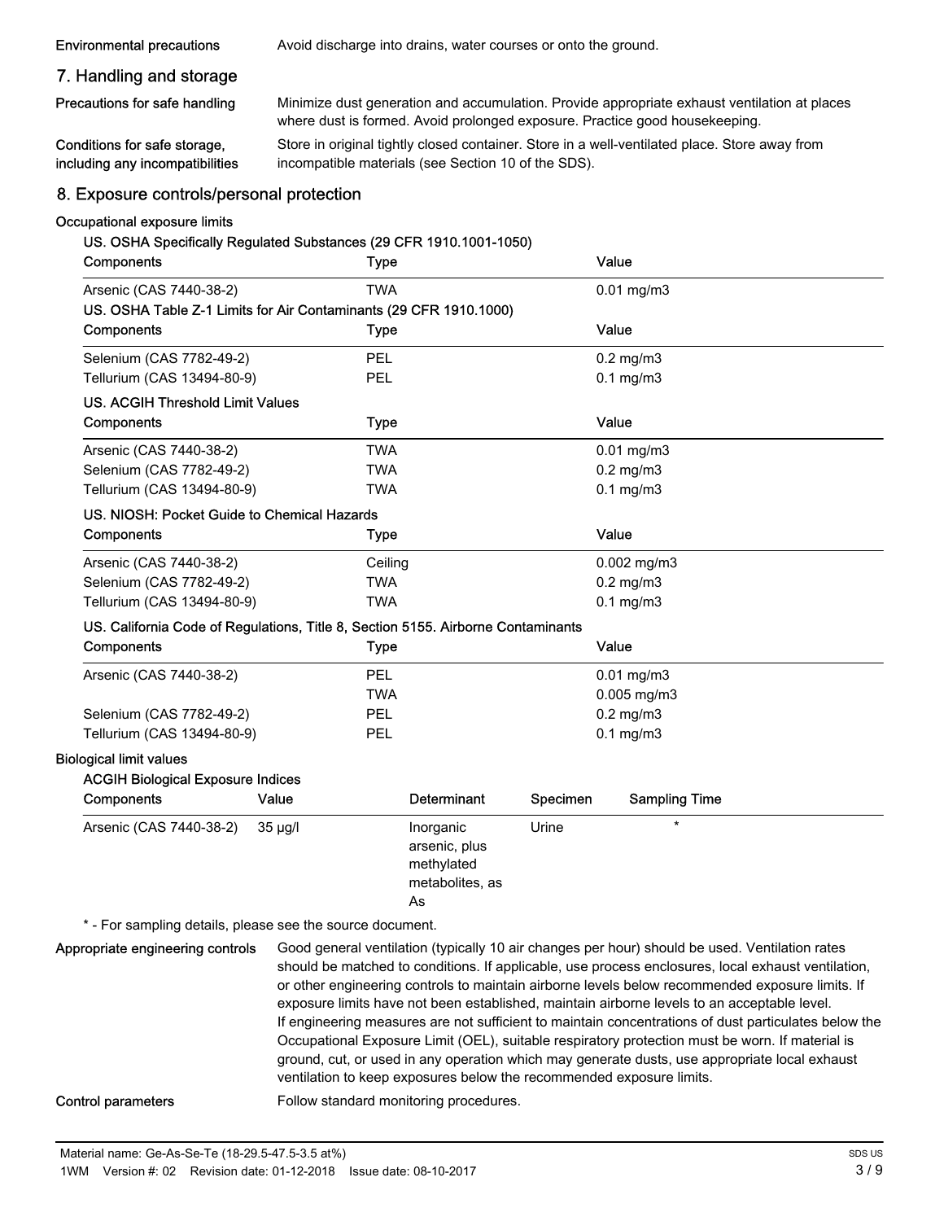**Environmental precautions** Avoid discharge into drains, water courses or onto the ground.

## 7. Handling and storage

**Precautions for safe handling** Minimize dust generation and accumulation. Provide appropriate exhaust ventilation at places where dust is formed. Avoid prolonged exposure. Practice good housekeeping.

**Conditions for safe storage, including any incompatibilities** Store in original tightly closed container. Store in a well-ventilated place. Store away from incompatible materials (see Section 10 of the SDS).

## 8. Exposure controls/personal protection

**Occupational exposure limits**

**US. OSHA Specifically Regulated Substances (29 CFR 1910.1001-1050)**

| Components | Type | Value |
|---|---|---|
| Arsenic (CAS 7440-38-2) | TWA | 0.01 mg/m3 |

**US. OSHA Table Z-1 Limits for Air Contaminants (29 CFR 1910.1000)**

| Components | Type | Value |
|---|---|---|
| Selenium (CAS 7782-49-2) | PEL | 0.2 mg/m3 |
| Tellurium (CAS 13494-80-9) | PEL | 0.1 mg/m3 |

**US. ACGIH Threshold Limit Values**

| Components | Type | Value |
|---|---|---|
| Arsenic (CAS 7440-38-2) | TWA | 0.01 mg/m3 |
| Selenium (CAS 7782-49-2) | TWA | 0.2 mg/m3 |
| Tellurium (CAS 13494-80-9) | TWA | 0.1 mg/m3 |

**US. NIOSH: Pocket Guide to Chemical Hazards**

| Components | Type | Value |
|---|---|---|
| Arsenic (CAS 7440-38-2) | Ceiling | 0.002 mg/m3 |
| Selenium (CAS 7782-49-2) | TWA | 0.2 mg/m3 |
| Tellurium (CAS 13494-80-9) | TWA | 0.1 mg/m3 |

**US. California Code of Regulations, Title 8, Section 5155. Airborne Contaminants**

| Components | Type | Value |
|---|---|---|
| Arsenic (CAS 7440-38-2) | PEL | 0.01 mg/m3 |
| | TWA | 0.005 mg/m3 |
| Selenium (CAS 7782-49-2) | PEL | 0.2 mg/m3 |
| Tellurium (CAS 13494-80-9) | PEL | 0.1 mg/m3 |

**Biological limit values**

**ACGIH Biological Exposure Indices**

| Components | Value | Determinant | Specimen | Sampling Time |
|---|---|---|---|---|
| Arsenic (CAS 7440-38-2) | 35 µg/l | Inorganic arsenic, plus methylated metabolites, as As | Urine | * |

\* - For sampling details, please see the source document.

**Appropriate engineering controls** Good general ventilation (typically 10 air changes per hour) should be used. Ventilation rates should be matched to conditions. If applicable, use process enclosures, local exhaust ventilation, or other engineering controls to maintain airborne levels below recommended exposure limits. If exposure limits have not been established, maintain airborne levels to an acceptable level. If engineering measures are not sufficient to maintain concentrations of dust particulates below the Occupational Exposure Limit (OEL), suitable respiratory protection must be worn. If material is ground, cut, or used in any operation which may generate dusts, use appropriate local exhaust ventilation to keep exposures below the recommended exposure limits.

**Control parameters** Follow standard monitoring procedures.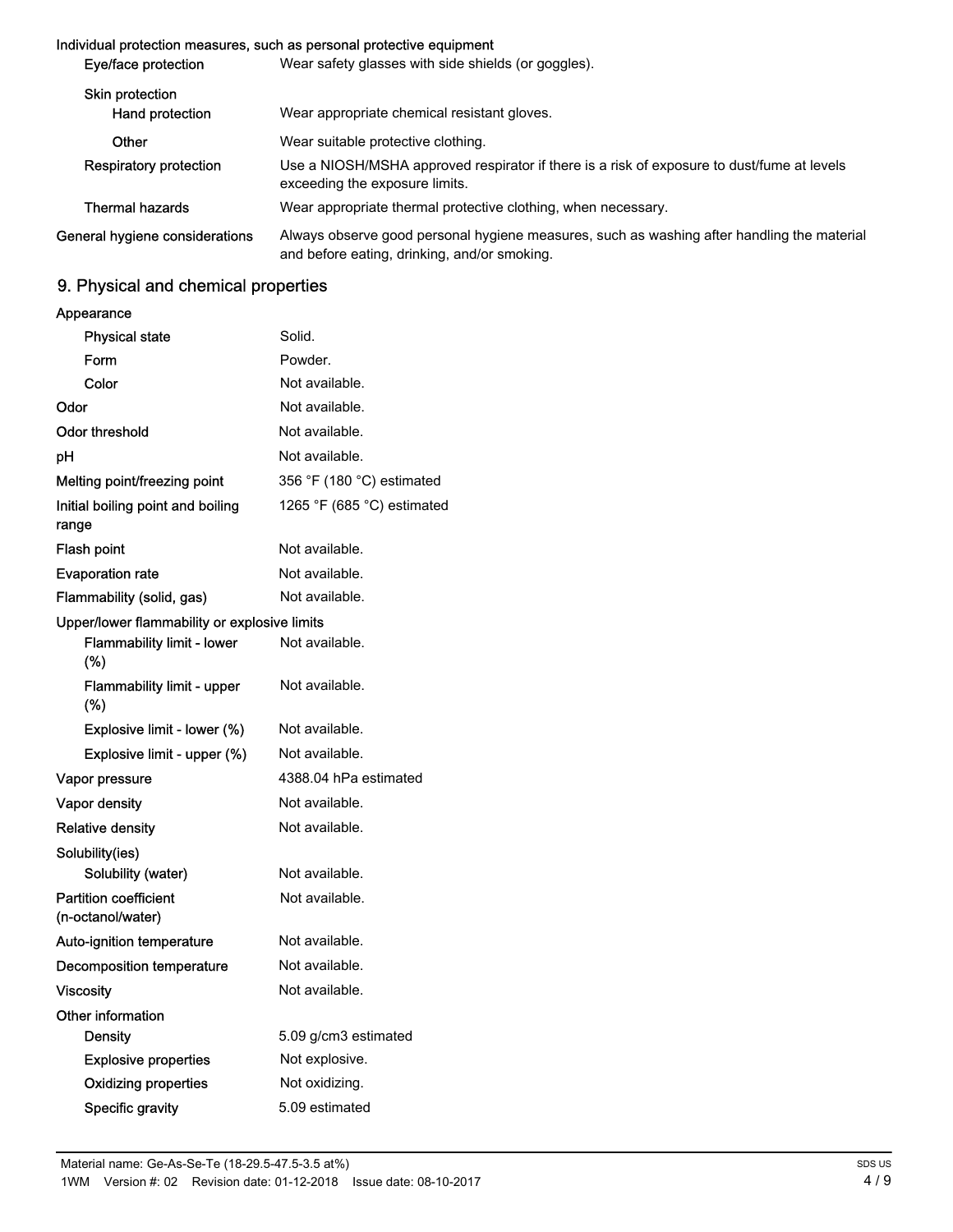**Individual protection measures, such as personal protective equipment**

| | |
|---|---|
| **Eye/face protection** | Wear safety glasses with side shields (or goggles). |
| **Skin protection** | |
| **Hand protection** | Wear appropriate chemical resistant gloves. |
| **Other** | Wear suitable protective clothing. |
| **Respiratory protection** | Use a NIOSH/MSHA approved respirator if there is a risk of exposure to dust/fume at levels exceeding the exposure limits. |
| **Thermal hazards** | Wear appropriate thermal protective clothing, when necessary. |
| **General hygiene considerations** | Always observe good personal hygiene measures, such as washing after handling the material and before eating, drinking, and/or smoking. |

## 9. Physical and chemical properties

| | |
|---|---|
| **Appearance** | |
| **Physical state** | Solid. |
| **Form** | Powder. |
| **Color** | Not available. |
| **Odor** | Not available. |
| **Odor threshold** | Not available. |
| **pH** | Not available. |
| **Melting point/freezing point** | 356 °F (180 °C) estimated |
| **Initial boiling point and boiling range** | 1265 °F (685 °C) estimated |
| **Flash point** | Not available. |
| **Evaporation rate** | Not available. |
| **Flammability (solid, gas)** | Not available. |
| **Upper/lower flammability or explosive limits** | |
| **Flammability limit - lower (%)** | Not available. |
| **Flammability limit - upper (%)** | Not available. |
| **Explosive limit - lower (%)** | Not available. |
| **Explosive limit - upper (%)** | Not available. |
| **Vapor pressure** | 4388.04 hPa estimated |
| **Vapor density** | Not available. |
| **Relative density** | Not available. |
| **Solubility(ies)** | |
| **Solubility (water)** | Not available. |
| **Partition coefficient (n-octanol/water)** | Not available. |
| **Auto-ignition temperature** | Not available. |
| **Decomposition temperature** | Not available. |
| **Viscosity** | Not available. |
| **Other information** | |
| **Density** | 5.09 g/cm3 estimated |
| **Explosive properties** | Not explosive. |
| **Oxidizing properties** | Not oxidizing. |
| **Specific gravity** | 5.09 estimated |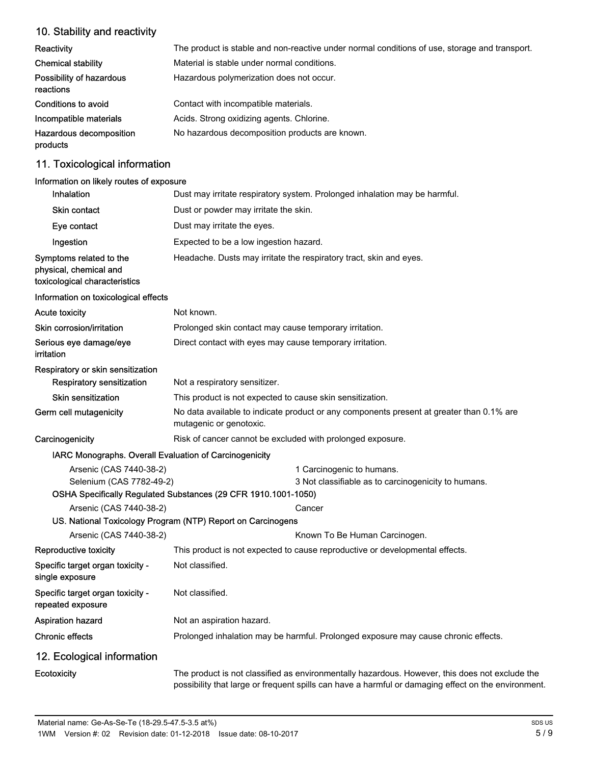## 10. Stability and reactivity

| | |
|---|---|
| **Reactivity** | The product is stable and non-reactive under normal conditions of use, storage and transport. |
| **Chemical stability** | Material is stable under normal conditions. |
| **Possibility of hazardous reactions** | Hazardous polymerization does not occur. |
| **Conditions to avoid** | Contact with incompatible materials. |
| **Incompatible materials** | Acids. Strong oxidizing agents. Chlorine. |
| **Hazardous decomposition products** | No hazardous decomposition products are known. |

## 11. Toxicological information

**Information on likely routes of exposure**

| | |
|---|---|
| **Inhalation** | Dust may irritate respiratory system. Prolonged inhalation may be harmful. |
| **Skin contact** | Dust or powder may irritate the skin. |
| **Eye contact** | Dust may irritate the eyes. |
| **Ingestion** | Expected to be a low ingestion hazard. |
| **Symptoms related to the physical, chemical and toxicological characteristics** | Headache. Dusts may irritate the respiratory tract, skin and eyes. |

**Information on toxicological effects**

| | |
|---|---|
| **Acute toxicity** | Not known. |
| **Skin corrosion/irritation** | Prolonged skin contact may cause temporary irritation. |
| **Serious eye damage/eye irritation** | Direct contact with eyes may cause temporary irritation. |

**Respiratory or skin sensitization**

| | |
|---|---|
| **Respiratory sensitization** | Not a respiratory sensitizer. |
| **Skin sensitization** | This product is not expected to cause skin sensitization. |
| **Germ cell mutagenicity** | No data available to indicate product or any components present at greater than 0.1% are mutagenic or genotoxic. |
| **Carcinogenicity** | Risk of cancer cannot be excluded with prolonged exposure. |

**IARC Monographs. Overall Evaluation of Carcinogenicity**

| | |
|---|---|
| Arsenic (CAS 7440-38-2) | 1 Carcinogenic to humans. |
| Selenium (CAS 7782-49-2) | 3 Not classifiable as to carcinogenicity to humans. |

**OSHA Specifically Regulated Substances (29 CFR 1910.1001-1050)**

| | |
|---|---|
| Arsenic (CAS 7440-38-2) | Cancer |

**US. National Toxicology Program (NTP) Report on Carcinogens**

| | |
|---|---|
| Arsenic (CAS 7440-38-2) | Known To Be Human Carcinogen. |

| | |
|---|---|
| **Reproductive toxicity** | This product is not expected to cause reproductive or developmental effects. |
| **Specific target organ toxicity - single exposure** | Not classified. |
| **Specific target organ toxicity - repeated exposure** | Not classified. |
| **Aspiration hazard** | Not an aspiration hazard. |
| **Chronic effects** | Prolonged inhalation may be harmful. Prolonged exposure may cause chronic effects. |

## 12. Ecological information

| | |
|---|---|
| **Ecotoxicity** | The product is not classified as environmentally hazardous. However, this does not exclude the possibility that large or frequent spills can have a harmful or damaging effect on the environment. |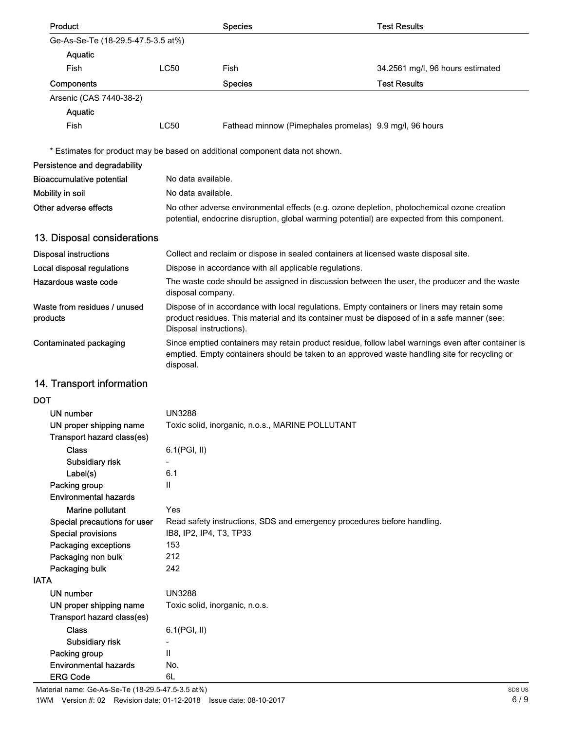| Product | | Species | Test Results |
|---|---|---|---|
| Ge-As-Se-Te (18-29.5-47.5-3.5 at%) | | | |
| Aquatic | | | |
| Fish | LC50 | Fish | 34.2561 mg/l, 96 hours estimated |

| Components | | Species | Test Results |
|---|---|---|---|
| Arsenic (CAS 7440-38-2) | | | |
| Aquatic | | | |
| Fish | LC50 | Fathead minnow (Pimephales promelas) | 9.9 mg/l, 96 hours |

\* Estimates for product may be based on additional component data not shown.

**Persistence and degradability**

**Bioaccumulative potential** No data available.

**Mobility in soil** No data available.

**Other adverse effects** No other adverse environmental effects (e.g. ozone depletion, photochemical ozone creation potential, endocrine disruption, global warming potential) are expected from this component.

## 13. Disposal considerations

**Disposal instructions** Collect and reclaim or dispose in sealed containers at licensed waste disposal site.

**Local disposal regulations** Dispose in accordance with all applicable regulations.

**Hazardous waste code** The waste code should be assigned in discussion between the user, the producer and the waste disposal company.

**Waste from residues / unused products** Dispose of in accordance with local regulations. Empty containers or liners may retain some product residues. This material and its container must be disposed of in a safe manner (see: Disposal instructions).

**Contaminated packaging** Since emptied containers may retain product residue, follow label warnings even after container is emptied. Empty containers should be taken to an approved waste handling site for recycling or disposal.

## 14. Transport information

**DOT**

- **UN number** UN3288
- **UN proper shipping name** Toxic solid, inorganic, n.o.s., MARINE POLLUTANT
- **Transport hazard class(es)**
  - **Class** 6.1(PGI, II)
  - **Subsidiary risk** -
  - **Label(s)** 6.1
- **Packing group** II
- **Environmental hazards**
  - **Marine pollutant** Yes
- **Special precautions for user** Read safety instructions, SDS and emergency procedures before handling.
- **Special provisions** IB8, IP2, IP4, T3, TP33
- **Packaging exceptions** 153
- **Packaging non bulk** 212
- **Packaging bulk** 242

**IATA**

- **UN number** UN3288
- **UN proper shipping name** Toxic solid, inorganic, n.o.s.
- **Transport hazard class(es)**
  - **Class** 6.1(PGI, II)
  - **Subsidiary risk** -
- **Packing group** II
- **Environmental hazards** No.
- **ERG Code** 6L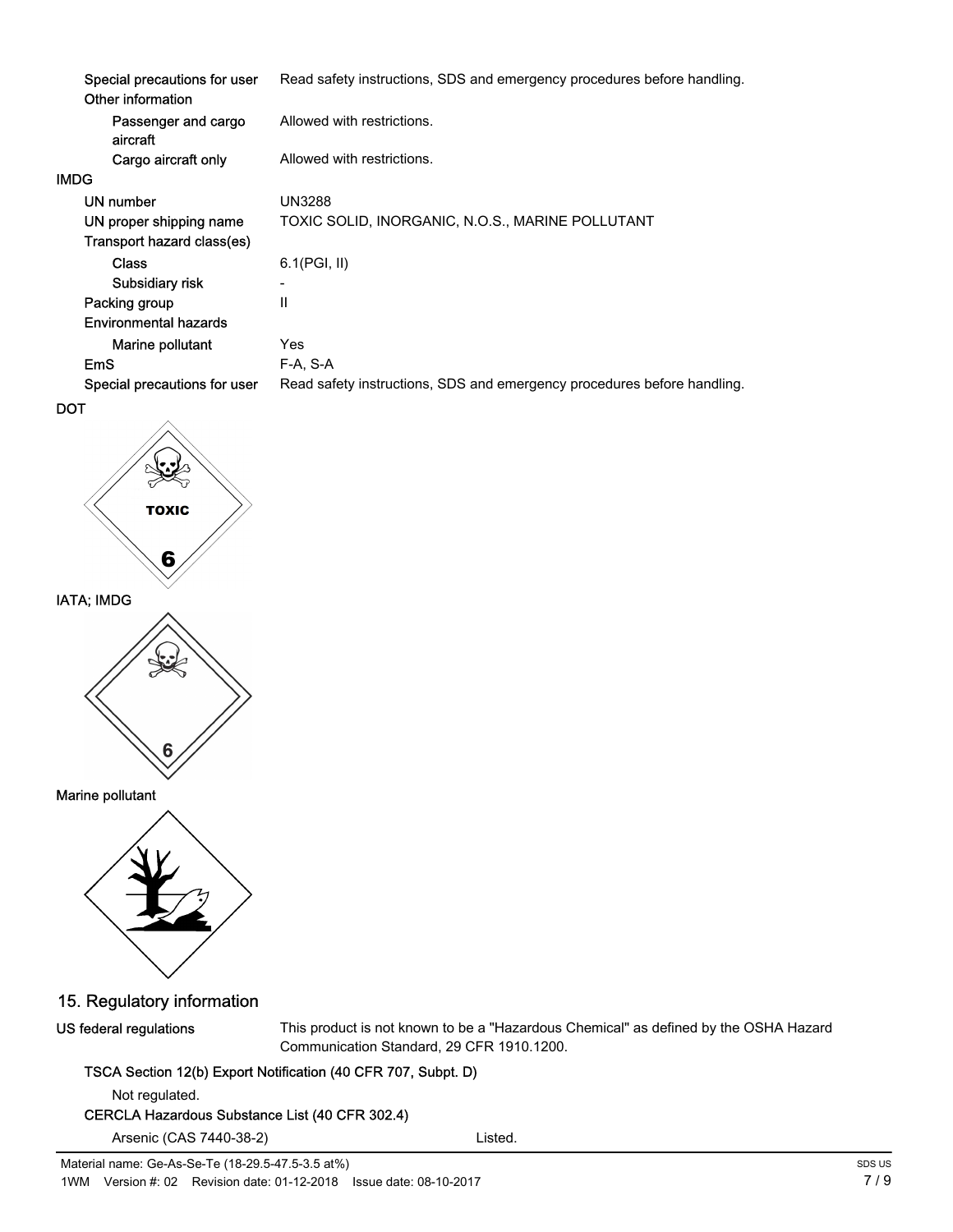| | |
|---|---|
| Special precautions for user | Read safety instructions, SDS and emergency procedures before handling. |
| Other information | |
| Passenger and cargo aircraft | Allowed with restrictions. |
| Cargo aircraft only | Allowed with restrictions. |

**IMDG**

| | |
|---|---|
| UN number | UN3288 |
| UN proper shipping name | TOXIC SOLID, INORGANIC, N.O.S., MARINE POLLUTANT |
| Transport hazard class(es) | |
| Class | 6.1(PGI, II) |
| Subsidiary risk | - |
| Packing group | II |
| Environmental hazards | |
| Marine pollutant | Yes |
| EmS | F-A, S-A |
| Special precautions for user | Read safety instructions, SDS and emergency procedures before handling. |

**DOT**

TOXIC

6

**IATA; IMDG**

6

**Marine pollutant**

## 15. Regulatory information

**US federal regulations** This product is not known to be a "Hazardous Chemical" as defined by the OSHA Hazard Communication Standard, 29 CFR 1910.1200.

**TSCA Section 12(b) Export Notification (40 CFR 707, Subpt. D)**

Not regulated.

**CERCLA Hazardous Substance List (40 CFR 302.4)**

| | |
|---|---|
| Arsenic (CAS 7440-38-2) | Listed. |

Material name: Ge-As-Se-Te (18-29.5-47.5-3.5 at%)
1WM Version #: 02 Revision date: 01-12-2018 Issue date: 08-10-2017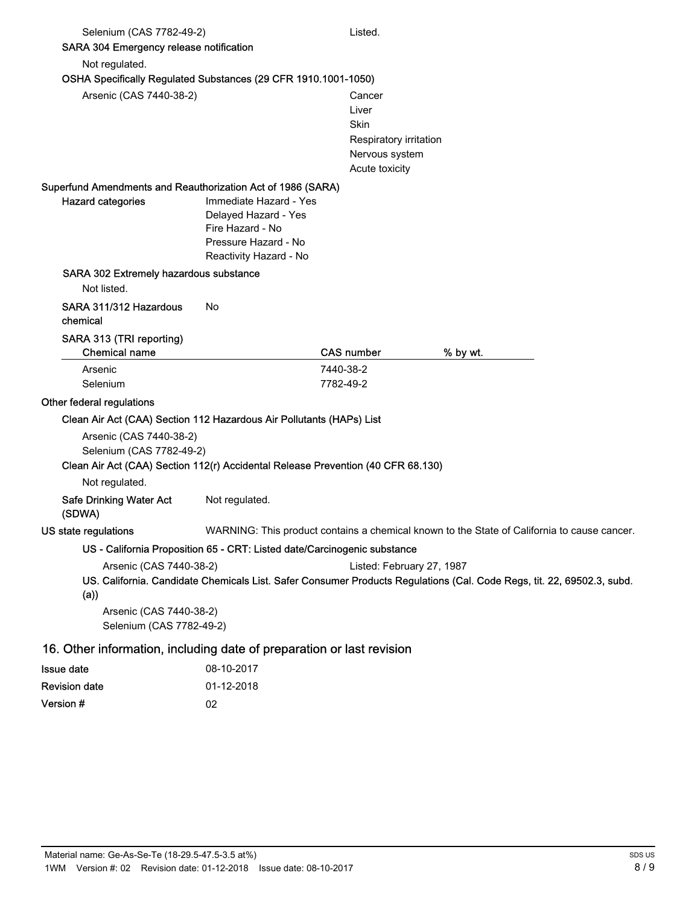Selenium (CAS 7782-49-2) Listed.

**SARA 304 Emergency release notification**

Not regulated.

**OSHA Specifically Regulated Substances (29 CFR 1910.1001-1050)**

Arsenic (CAS 7440-38-2)
- Cancer
- Liver
- Skin
- Respiratory irritation
- Nervous system
- Acute toxicity

**Superfund Amendments and Reauthorization Act of 1986 (SARA)**

**Hazard categories**
- Immediate Hazard - Yes
- Delayed Hazard - Yes
- Fire Hazard - No
- Pressure Hazard - No
- Reactivity Hazard - No

**SARA 302 Extremely hazardous substance**

Not listed.

**SARA 311/312 Hazardous chemical** No

**SARA 313 (TRI reporting)**

| Chemical name | CAS number | % by wt. |
|---|---|---|
| Arsenic | 7440-38-2 | |
| Selenium | 7782-49-2 | |

**Other federal regulations**

**Clean Air Act (CAA) Section 112 Hazardous Air Pollutants (HAPs) List**

Arsenic (CAS 7440-38-2)
Selenium (CAS 7782-49-2)

**Clean Air Act (CAA) Section 112(r) Accidental Release Prevention (40 CFR 68.130)**

Not regulated.

**Safe Drinking Water Act (SDWA)** Not regulated.

**US state regulations** WARNING: This product contains a chemical known to the State of California to cause cancer.

**US - California Proposition 65 - CRT: Listed date/Carcinogenic substance**

Arsenic (CAS 7440-38-2) Listed: February 27, 1987

**US. California. Candidate Chemicals List. Safer Consumer Products Regulations (Cal. Code Regs, tit. 22, 69502.3, subd. (a))**

Arsenic (CAS 7440-38-2)
Selenium (CAS 7782-49-2)

## 16. Other information, including date of preparation or last revision

**Issue date** 08-10-2017

**Revision date** 01-12-2018

**Version #** 02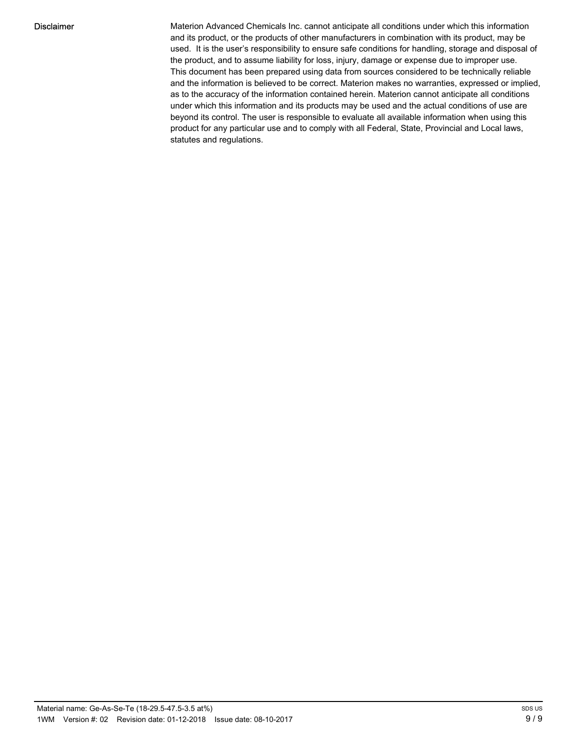**Disclaimer**

Materion Advanced Chemicals Inc. cannot anticipate all conditions under which this information and its product, or the products of other manufacturers in combination with its product, may be used. It is the user's responsibility to ensure safe conditions for handling, storage and disposal of the product, and to assume liability for loss, injury, damage or expense due to improper use. This document has been prepared using data from sources considered to be technically reliable and the information is believed to be correct. Materion makes no warranties, expressed or implied, as to the accuracy of the information contained herein. Materion cannot anticipate all conditions under which this information and its products may be used and the actual conditions of use are beyond its control. The user is responsible to evaluate all available information when using this product for any particular use and to comply with all Federal, State, Provincial and Local laws, statutes and regulations.